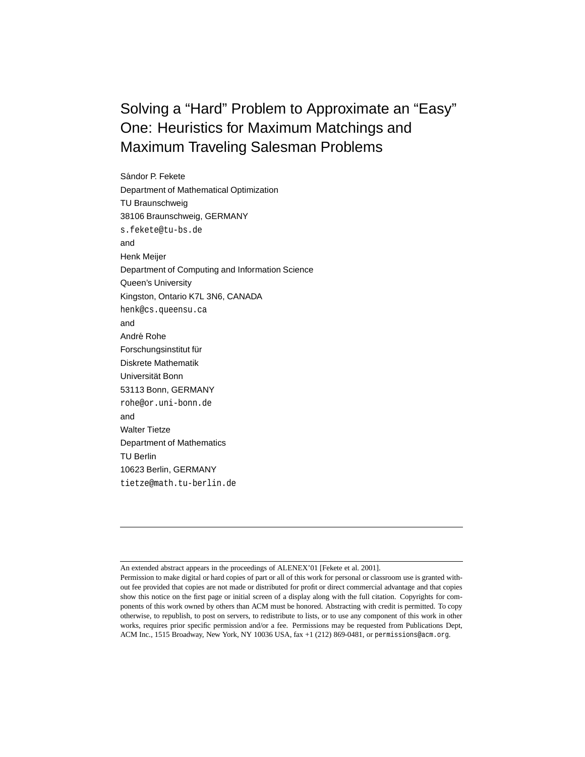# Solving a “Hard” Problem to Approximate an “Easy” One: Heuristics for Maximum Matchings and Maximum Traveling Salesman Problems

Sándor P. Fekete
Department of Mathematical Optimization
TU Braunschweig
38106 Braunschweig, GERMANY
s.fekete@tu-bs.de
and
Henk Meijer
Department of Computing and Information Science
Queen’s University
Kingston, Ontario K7L 3N6, CANADA
henk@cs.queensu.ca
and
André Rohe
Forschungsinstitut für
Diskrete Mathematik
Universität Bonn
53113 Bonn, GERMANY
rohe@or.uni-bonn.de
and
Walter Tietze
Department of Mathematics
TU Berlin
10623 Berlin, GERMANY
tietze@math.tu-berlin.de

---

An extended abstract appears in the proceedings of ALENEX’01 [Fekete et al. 2001].

Permission to make digital or hard copies of part or all of this work for personal or classroom use is granted without fee provided that copies are not made or distributed for profit or direct commercial advantage and that copies show this notice on the first page or initial screen of a display along with the full citation. Copyrights for components of this work owned by others than ACM must be honored. Abstracting with credit is permitted. To copy otherwise, to republish, to post on servers, to redistribute to lists, or to use any component of this work in other works, requires prior specific permission and/or a fee. Permissions may be requested from Publications Dept, ACM Inc., 1515 Broadway, New York, NY 10036 USA, fax +1 (212) 869-0481, or permissions@acm.org.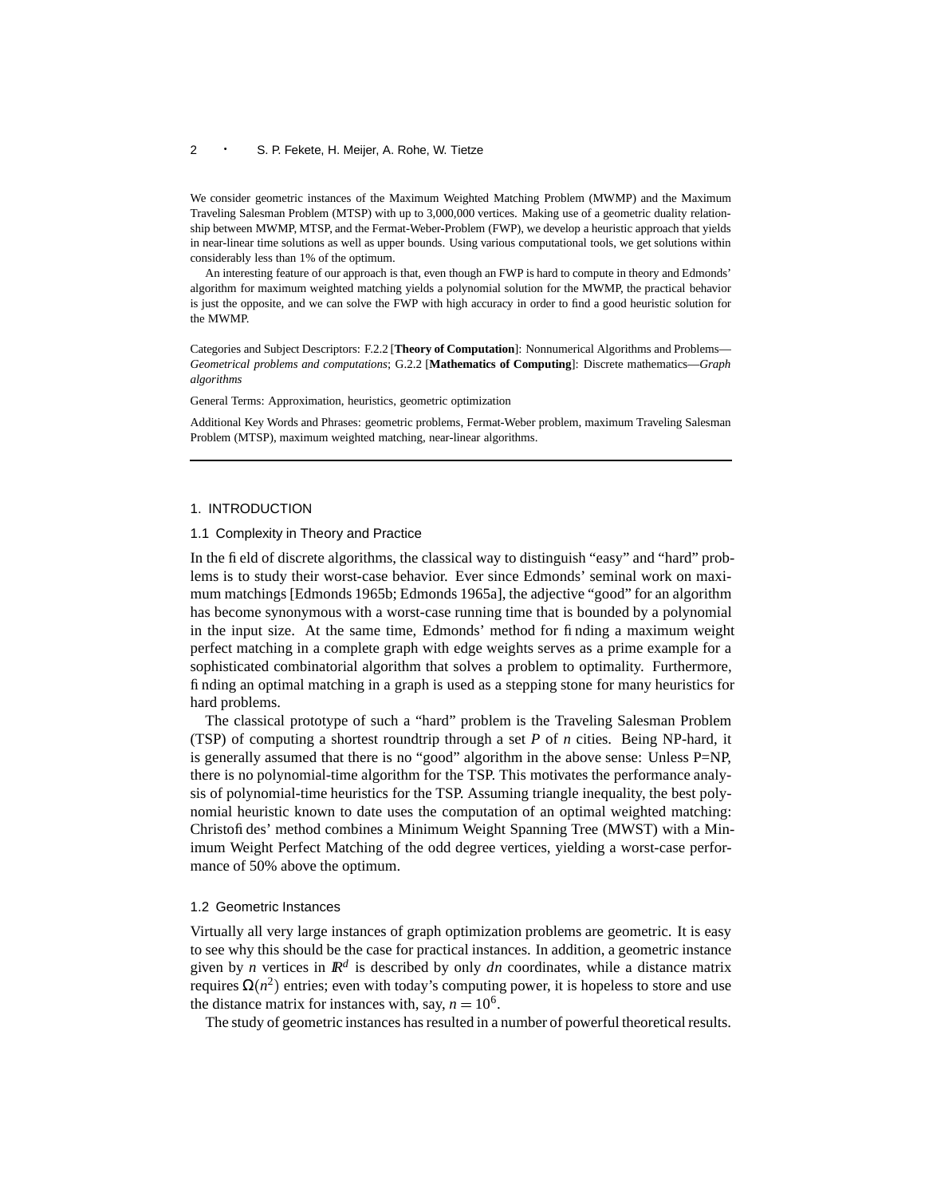We consider geometric instances of the Maximum Weighted Matching Problem (MWMP) and the Maximum Traveling Salesman Problem (MTSP) with up to 3,000,000 vertices. Making use of a geometric duality relationship between MWMP, MTSP, and the Fermat-Weber-Problem (FWP), we develop a heuristic approach that yields in near-linear time solutions as well as upper bounds. Using various computational tools, we get solutions within considerably less than 1% of the optimum.

An interesting feature of our approach is that, even though an FWP is hard to compute in theory and Edmonds' algorithm for maximum weighted matching yields a polynomial solution for the MWMP, the practical behavior is just the opposite, and we can solve the FWP with high accuracy in order to find a good heuristic solution for the MWMP.

Categories and Subject Descriptors: F.2.2 [**Theory of Computation**]: Nonnumerical Algorithms and Problems—*Geometrical problems and computations*; G.2.2 [**Mathematics of Computing**]: Discrete mathematics—*Graph algorithms*

General Terms: Approximation, heuristics, geometric optimization

Additional Key Words and Phrases: geometric problems, Fermat-Weber problem, maximum Traveling Salesman Problem (MTSP), maximum weighted matching, near-linear algorithms.

---

## 1. INTRODUCTION

### 1.1 Complexity in Theory and Practice

In the field of discrete algorithms, the classical way to distinguish "easy" and "hard" problems is to study their worst-case behavior. Ever since Edmonds' seminal work on maximum matchings [Edmonds 1965b; Edmonds 1965a], the adjective "good" for an algorithm has become synonymous with a worst-case running time that is bounded by a polynomial in the input size. At the same time, Edmonds' method for finding a maximum weight perfect matching in a complete graph with edge weights serves as a prime example for a sophisticated combinatorial algorithm that solves a problem to optimality. Furthermore, finding an optimal matching in a graph is used as a stepping stone for many heuristics for hard problems.

The classical prototype of such a "hard" problem is the Traveling Salesman Problem (TSP) of computing a shortest roundtrip through a set $P$ of $n$ cities. Being NP-hard, it is generally assumed that there is no "good" algorithm in the above sense: Unless P=NP, there is no polynomial-time algorithm for the TSP. This motivates the performance analysis of polynomial-time heuristics for the TSP. Assuming triangle inequality, the best polynomial heuristic known to date uses the computation of an optimal weighted matching: Christofides' method combines a Minimum Weight Spanning Tree (MWST) with a Minimum Weight Perfect Matching of the odd degree vertices, yielding a worst-case performance of 50% above the optimum.

### 1.2 Geometric Instances

Virtually all very large instances of graph optimization problems are geometric. It is easy to see why this should be the case for practical instances. In addition, a geometric instance given by $n$ vertices in $\mathbb{R}^d$ is described by only $dn$ coordinates, while a distance matrix requires $\Omega(n^2)$ entries; even with today's computing power, it is hopeless to store and use the distance matrix for instances with, say, $n = 10^6$.

The study of geometric instances has resulted in a number of powerful theoretical results.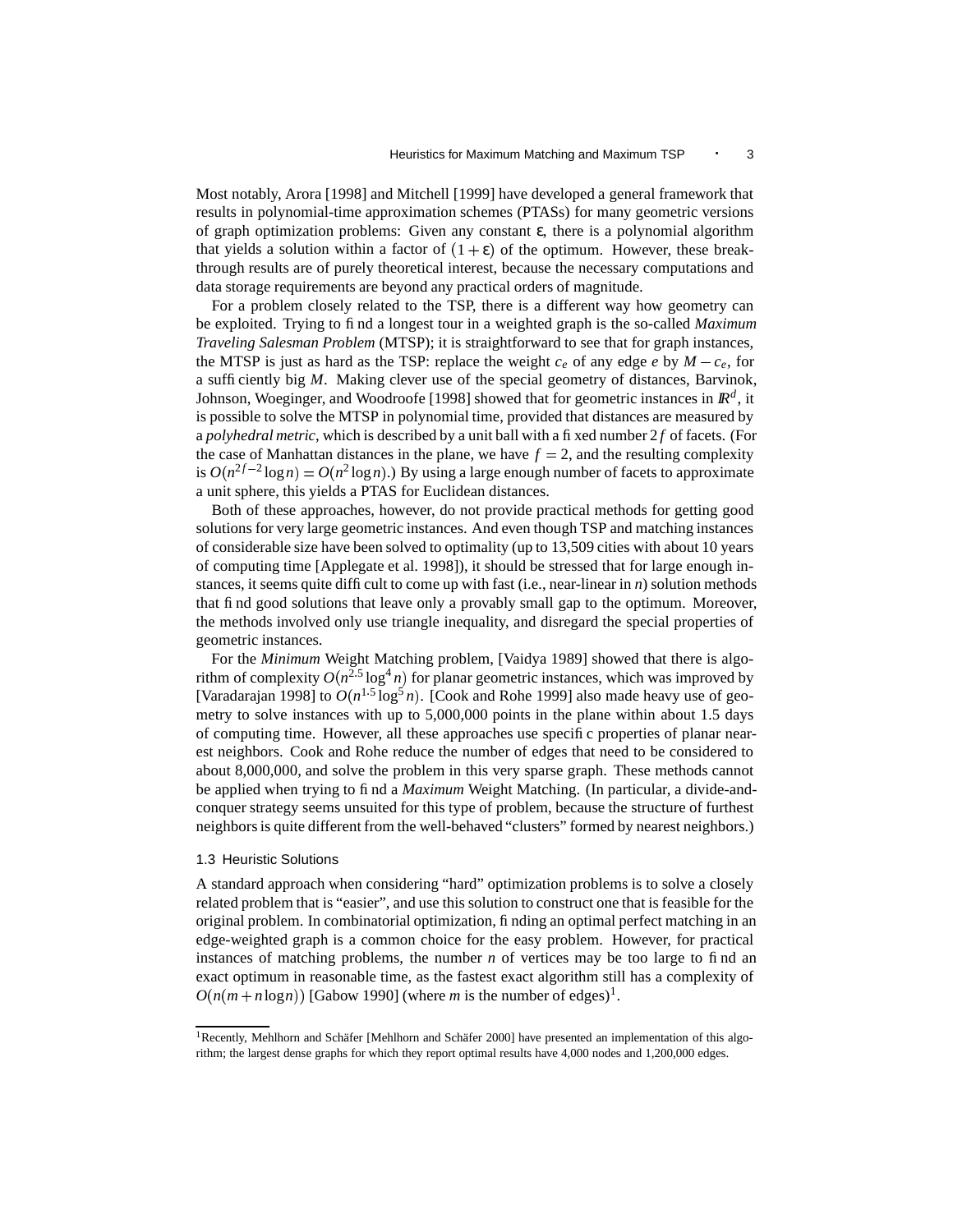Most notably, Arora [1998] and Mitchell [1999] have developed a general framework that results in polynomial-time approximation schemes (PTASs) for many geometric versions of graph optimization problems: Given any constant $\varepsilon$, there is a polynomial algorithm that yields a solution within a factor of $(1+\varepsilon)$ of the optimum. However, these breakthrough results are of purely theoretical interest, because the necessary computations and data storage requirements are beyond any practical orders of magnitude.

For a problem closely related to the TSP, there is a different way how geometry can be exploited. Trying to find a longest tour in a weighted graph is the so-called *Maximum Traveling Salesman Problem* (MTSP); it is straightforward to see that for graph instances, the MTSP is just as hard as the TSP: replace the weight $c_e$ of any edge $e$ by $M - c_e$, for a sufficiently big $M$. Making clever use of the special geometry of distances, Barvinok, Johnson, Woeginger, and Woodroofe [1998] showed that for geometric instances in $\mathbb{R}^d$, it is possible to solve the MTSP in polynomial time, provided that distances are measured by a *polyhedral metric*, which is described by a unit ball with a fixed number $2f$ of facets. (For the case of Manhattan distances in the plane, we have $f = 2$, and the resulting complexity is $O(n^{2f-2}\log n) = O(n^2 \log n)$.) By using a large enough number of facets to approximate a unit sphere, this yields a PTAS for Euclidean distances.

Both of these approaches, however, do not provide practical methods for getting good solutions for very large geometric instances. And even though TSP and matching instances of considerable size have been solved to optimality (up to 13,509 cities with about 10 years of computing time [Applegate et al. 1998]), it should be stressed that for large enough instances, it seems quite difficult to come up with fast (i.e., near-linear in $n$) solution methods that find good solutions that leave only a provably small gap to the optimum. Moreover, the methods involved only use triangle inequality, and disregard the special properties of geometric instances.

For the *Minimum* Weight Matching problem, [Vaidya 1989] showed that there is algorithm of complexity $O(n^{2.5}\log^4 n)$ for planar geometric instances, which was improved by [Varadarajan 1998] to $O(n^{1.5}\log^5 n)$. [Cook and Rohe 1999] also made heavy use of geometry to solve instances with up to 5,000,000 points in the plane within about 1.5 days of computing time. However, all these approaches use specific properties of planar nearest neighbors. Cook and Rohe reduce the number of edges that need to be considered to about 8,000,000, and solve the problem in this very sparse graph. These methods cannot be applied when trying to find a *Maximum* Weight Matching. (In particular, a divide-and-conquer strategy seems unsuited for this type of problem, because the structure of furthest neighbors is quite different from the well-behaved "clusters" formed by nearest neighbors.)

### 1.3 Heuristic Solutions

A standard approach when considering "hard" optimization problems is to solve a closely related problem that is "easier", and use this solution to construct one that is feasible for the original problem. In combinatorial optimization, finding an optimal perfect matching in an edge-weighted graph is a common choice for the easy problem. However, for practical instances of matching problems, the number $n$ of vertices may be too large to find an exact optimum in reasonable time, as the fastest exact algorithm still has a complexity of $O(n(m+n\log n))$ [Gabow 1990] (where $m$ is the number of edges)[1].

[1] Recently, Mehlhorn and Schäfer [Mehlhorn and Schäfer 2000] have presented an implementation of this algorithm; the largest dense graphs for which they report optimal results have 4,000 nodes and 1,200,000 edges.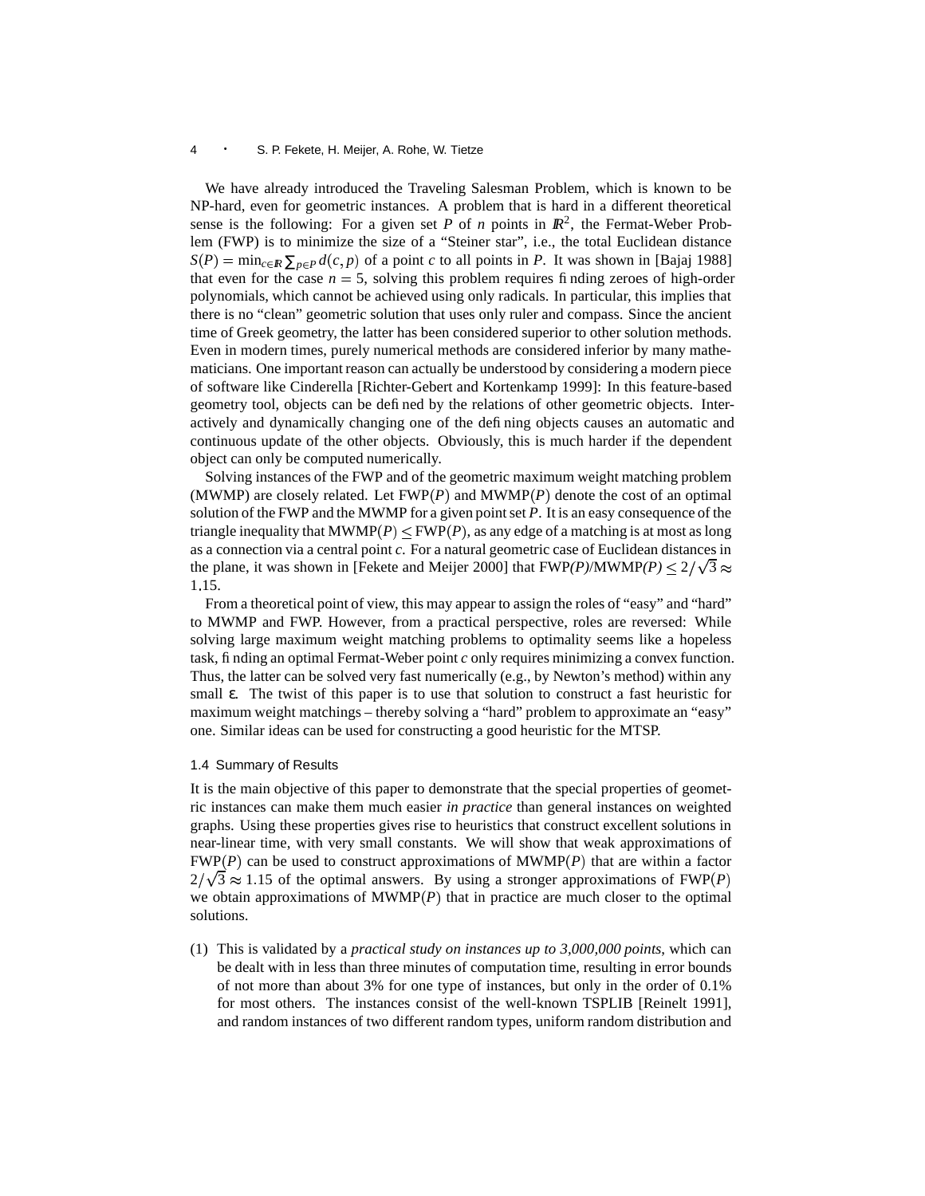We have already introduced the Traveling Salesman Problem, which is known to be NP-hard, even for geometric instances. A problem that is hard in a different theoretical sense is the following: For a given set $P$ of $n$ points in $\mathbb{R}^2$, the Fermat-Weber Problem (FWP) is to minimize the size of a "Steiner star", i.e., the total Euclidean distance $S(P) = \min_{c \in \mathbb{R}} \sum_{p \in P} d(c,p)$ of a point $c$ to all points in $P$. It was shown in [Bajaj 1988] that even for the case $n = 5$, solving this problem requires finding zeroes of high-order polynomials, which cannot be achieved using only radicals. In particular, this implies that there is no "clean" geometric solution that uses only ruler and compass. Since the ancient time of Greek geometry, the latter has been considered superior to other solution methods. Even in modern times, purely numerical methods are considered inferior by many mathematicians. One important reason can actually be understood by considering a modern piece of software like Cinderella [Richter-Gebert and Kortenkamp 1999]: In this feature-based geometry tool, objects can be defined by the relations of other geometric objects. Interactively and dynamically changing one of the defining objects causes an automatic and continuous update of the other objects. Obviously, this is much harder if the dependent object can only be computed numerically.

Solving instances of the FWP and of the geometric maximum weight matching problem (MWMP) are closely related. Let FWP$(P)$ and MWMP$(P)$ denote the cost of an optimal solution of the FWP and the MWMP for a given point set $P$. It is an easy consequence of the triangle inequality that MWMP$(P) \leq$ FWP$(P)$, as any edge of a matching is at most as long as a connection via a central point $c$. For a natural geometric case of Euclidean distances in the plane, it was shown in [Fekete and Meijer 2000] that FWP$(P)$/MWMP$(P) \leq 2/\sqrt{3} \approx 1.15$.

From a theoretical point of view, this may appear to assign the roles of "easy" and "hard" to MWMP and FWP. However, from a practical perspective, roles are reversed: While solving large maximum weight matching problems to optimality seems like a hopeless task, finding an optimal Fermat-Weber point $c$ only requires minimizing a convex function. Thus, the latter can be solved very fast numerically (e.g., by Newton's method) within any small $\varepsilon$. The twist of this paper is to use that solution to construct a fast heuristic for maximum weight matchings – thereby solving a "hard" problem to approximate an "easy" one. Similar ideas can be used for constructing a good heuristic for the MTSP.

### 1.4 Summary of Results

It is the main objective of this paper to demonstrate that the special properties of geometric instances can make them much easier *in practice* than general instances on weighted graphs. Using these properties gives rise to heuristics that construct excellent solutions in near-linear time, with very small constants. We will show that weak approximations of FWP$(P)$ can be used to construct approximations of MWMP$(P)$ that are within a factor $2/\sqrt{3} \approx 1.15$ of the optimal answers. By using a stronger approximations of FWP$(P)$ we obtain approximations of MWMP$(P)$ that in practice are much closer to the optimal solutions.

(1) This is validated by a *practical study on instances up to 3,000,000 points*, which can be dealt with in less than three minutes of computation time, resulting in error bounds of not more than about 3% for one type of instances, but only in the order of 0.1% for most others. The instances consist of the well-known TSPLIB [Reinelt 1991], and random instances of two different random types, uniform random distribution and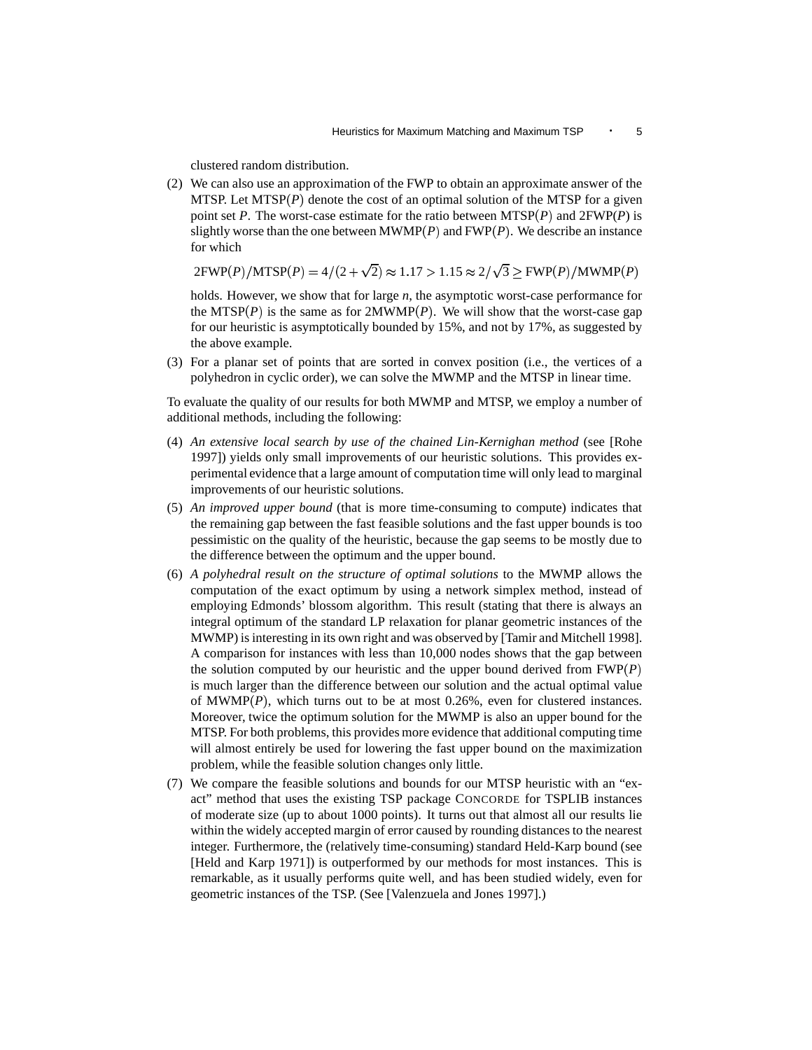clustered random distribution.

(2) We can also use an approximation of the FWP to obtain an approximate answer of the MTSP. Let $\mathrm{MTSP}(P)$ denote the cost of an optimal solution of the MTSP for a given point set $P$. The worst-case estimate for the ratio between $\mathrm{MTSP}(P)$ and $2\mathrm{FWP}(P)$ is slightly worse than the one between $\mathrm{MWMP}(P)$ and $\mathrm{FWP}(P)$. We describe an instance for which

$$2\mathrm{FWP}(P)/\mathrm{MTSP}(P) = 4/(2+\sqrt{2}) \approx 1.17 > 1.15 \approx 2/\sqrt{3} \geq \mathrm{FWP}(P)/\mathrm{MWMP}(P)$$

holds. However, we show that for large $n$, the asymptotic worst-case performance for the $\mathrm{MTSP}(P)$ is the same as for $2\mathrm{MWMP}(P)$. We will show that the worst-case gap for our heuristic is asymptotically bounded by 15%, and not by 17%, as suggested by the above example.

(3) For a planar set of points that are sorted in convex position (i.e., the vertices of a polyhedron in cyclic order), we can solve the MWMP and the MTSP in linear time.

To evaluate the quality of our results for both MWMP and MTSP, we employ a number of additional methods, including the following:

(4) *An extensive local search by use of the chained Lin-Kernighan method* (see [Rohe 1997]) yields only small improvements of our heuristic solutions. This provides experimental evidence that a large amount of computation time will only lead to marginal improvements of our heuristic solutions.

(5) *An improved upper bound* (that is more time-consuming to compute) indicates that the remaining gap between the fast feasible solutions and the fast upper bounds is too pessimistic on the quality of the heuristic, because the gap seems to be mostly due to the difference between the optimum and the upper bound.

(6) *A polyhedral result on the structure of optimal solutions* to the MWMP allows the computation of the exact optimum by using a network simplex method, instead of employing Edmonds' blossom algorithm. This result (stating that there is always an integral optimum of the standard LP relaxation for planar geometric instances of the MWMP) is interesting in its own right and was observed by [Tamir and Mitchell 1998]. A comparison for instances with less than 10,000 nodes shows that the gap between the solution computed by our heuristic and the upper bound derived from $\mathrm{FWP}(P)$ is much larger than the difference between our solution and the actual optimal value of $\mathrm{MWMP}(P)$, which turns out to be at most 0.26%, even for clustered instances. Moreover, twice the optimum solution for the MWMP is also an upper bound for the MTSP. For both problems, this provides more evidence that additional computing time will almost entirely be used for lowering the fast upper bound on the maximization problem, while the feasible solution changes only little.

(7) We compare the feasible solutions and bounds for our MTSP heuristic with an "exact" method that uses the existing TSP package CONCORDE for TSPLIB instances of moderate size (up to about 1000 points). It turns out that almost all our results lie within the widely accepted margin of error caused by rounding distances to the nearest integer. Furthermore, the (relatively time-consuming) standard Held-Karp bound (see [Held and Karp 1971]) is outperformed by our methods for most instances. This is remarkable, as it usually performs quite well, and has been studied widely, even for geometric instances of the TSP. (See [Valenzuela and Jones 1997].)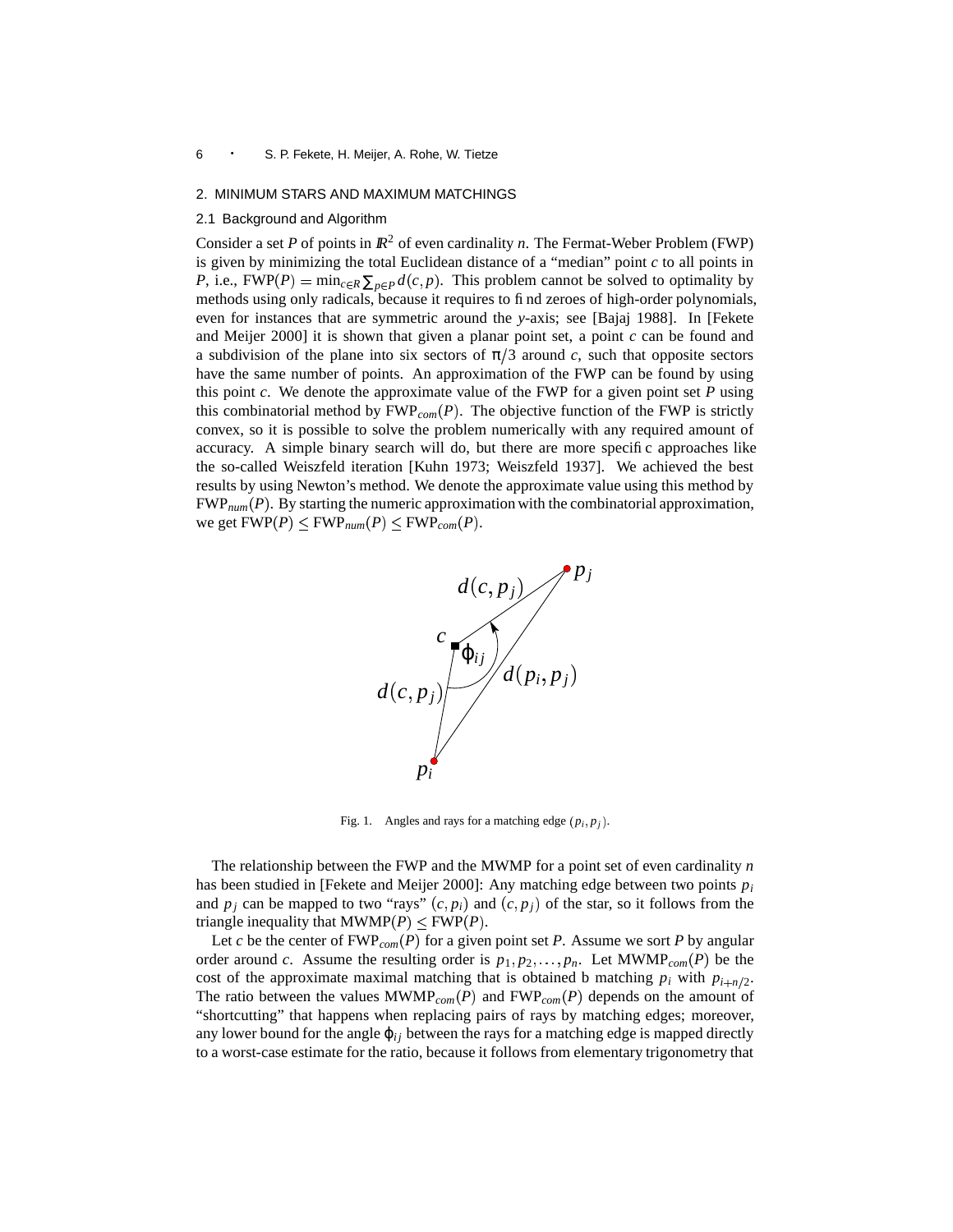## 2. MINIMUM STARS AND MAXIMUM MATCHINGS

### 2.1 Background and Algorithm

Consider a set $P$ of points in $\mathbb{R}^2$ of even cardinality $n$. The Fermat-Weber Problem (FWP) is given by minimizing the total Euclidean distance of a "median" point $c$ to all points in $P$, i.e., $\text{FWP}(P) = \min_{c \in R} \sum_{p \in P} d(c, p)$. This problem cannot be solved to optimality by methods using only radicals, because it requires to find zeroes of high-order polynomials, even for instances that are symmetric around the $y$-axis; see [Bajaj 1988]. In [Fekete and Meijer 2000] it is shown that given a planar point set, a point $c$ can be found and a subdivision of the plane into six sectors of $\pi/3$ around $c$, such that opposite sectors have the same number of points. An approximation of the FWP can be found by using this point $c$. We denote the approximate value of the FWP for a given point set $P$ using this combinatorial method by $\text{FWP}_{com}(P)$. The objective function of the FWP is strictly convex, so it is possible to solve the problem numerically with any required amount of accuracy. A simple binary search will do, but there are more specific approaches like the so-called Weiszfeld iteration [Kuhn 1973; Weiszfeld 1937]. We achieved the best results by using Newton's method. We denote the approximate value using this method by $\text{FWP}_{num}(P)$. By starting the numeric approximation with the combinatorial approximation, we get $\text{FWP}(P) \leq \text{FWP}_{num}(P) \leq \text{FWP}_{com}(P)$.

Fig. 1. Angles and rays for a matching edge $(p_i, p_j)$.

The relationship between the FWP and the MWMP for a point set of even cardinality $n$ has been studied in [Fekete and Meijer 2000]: Any matching edge between two points $p_i$ and $p_j$ can be mapped to two "rays" $(c, p_i)$ and $(c, p_j)$ of the star, so it follows from the triangle inequality that $\text{MWMP}(P) \leq \text{FWP}(P)$.

Let $c$ be the center of $\text{FWP}_{com}(P)$ for a given point set $P$. Assume we sort $P$ by angular order around $c$. Assume the resulting order is $p_1, p_2, \ldots, p_n$. Let $\text{MWMP}_{com}(P)$ be the cost of the approximate maximal matching that is obtained b matching $p_i$ with $p_{i+n/2}$. The ratio between the values $\text{MWMP}_{com}(P)$ and $\text{FWP}_{com}(P)$ depends on the amount of "shortcutting" that happens when replacing pairs of rays by matching edges; moreover, any lower bound for the angle $\varphi_{ij}$ between the rays for a matching edge is mapped directly to a worst-case estimate for the ratio, because it follows from elementary trigonometry that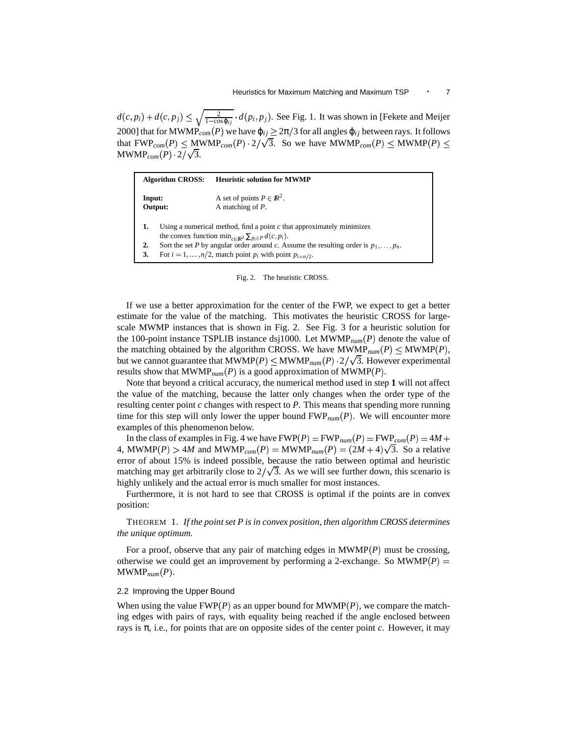$d(c,p_i)+d(c,p_j) \leq \sqrt{\frac{2}{1-\cos\varphi_{ij}}} \cdot d(p_i,p_j)$. See Fig. 1. It was shown in [Fekete and Meijer 2000] that for $\text{MWMP}_{com}(P)$ we have $\varphi_{ij} \geq 2\pi/3$ for all angles $\varphi_{ij}$ between rays. It follows that $\text{FWP}_{com}(P) \leq \text{MWMP}_{com}(P) \cdot 2/\sqrt{3}$. So we have $\text{MWMP}_{com}(P) \leq \text{MWMP}(P) \leq \text{MWMP}_{com}(P) \cdot 2/\sqrt{3}$.

**Algorithm CROSS:** **Heuristic solution for MWMP**

**Input:** A set of points $P \in \mathbb{R}^2$.
**Output:** A matching of $P$.

1. Using a numerical method, find a point $c$ that approximately minimizes the convex function $\min_{c\in\mathbb{R}^2} \sum_{p_i\in P} d(c,p_i)$.
2. Sort the set $P$ by angular order around $c$. Assume the resulting order is $p_1,\ldots,p_n$.
3. For $i = 1,\ldots,n/2$, match point $p_i$ with point $p_{i+n/2}$.

Fig. 2. The heuristic CROSS.

If we use a better approximation for the center of the FWP, we expect to get a better estimate for the value of the matching. This motivates the heuristic CROSS for large-scale MWMP instances that is shown in Fig. 2. See Fig. 3 for a heuristic solution for the 100-point instance TSPLIB instance dsj1000. Let $\text{MWMP}_{num}(P)$ denote the value of the matching obtained by the algorithm CROSS. We have $\text{MWMP}_{num}(P) \leq \text{MWMP}(P)$, but we cannot guarantee that $\text{MWMP}(P) \leq \text{MWMP}_{num}(P) \cdot 2/\sqrt{3}$. However experimental results show that $\text{MWMP}_{num}(P)$ is a good approximation of $\text{MWMP}(P)$.

Note that beyond a critical accuracy, the numerical method used in step **1** will not affect the value of the matching, because the latter only changes when the order type of the resulting center point $c$ changes with respect to $P$. This means that spending more running time for this step will only lower the upper bound $\text{FWP}_{num}(P)$. We will encounter more examples of this phenomenon below.

In the class of examples in Fig. 4 we have $\text{FWP}(P) = \text{FWP}_{num}(P) = \text{FWP}_{com}(P) = 4M+4$, $\text{MWMP}(P) > 4M$ and $\text{MWMP}_{com}(P) = \text{MWMP}_{num}(P) = (2M+4)\sqrt{3}$. So a relative error of about 15% is indeed possible, because the ratio between optimal and heuristic matching may get arbitrarily close to $2/\sqrt{3}$. As we will see further down, this scenario is highly unlikely and the actual error is much smaller for most instances.

Furthermore, it is not hard to see that CROSS is optimal if the points are in convex position:

THEOREM 1. *If the point set P is in convex position, then algorithm CROSS determines the unique optimum.*

For a proof, observe that any pair of matching edges in $\text{MWMP}(P)$ must be crossing, otherwise we could get an improvement by performing a 2-exchange. So $\text{MWMP}(P) = \text{MWMP}_{num}(P)$.

### 2.2 Improving the Upper Bound

When using the value $\text{FWP}(P)$ as an upper bound for $\text{MWMP}(P)$, we compare the matching edges with pairs of rays, with equality being reached if the angle enclosed between rays is $\pi$, i.e., for points that are on opposite sides of the center point $c$. However, it may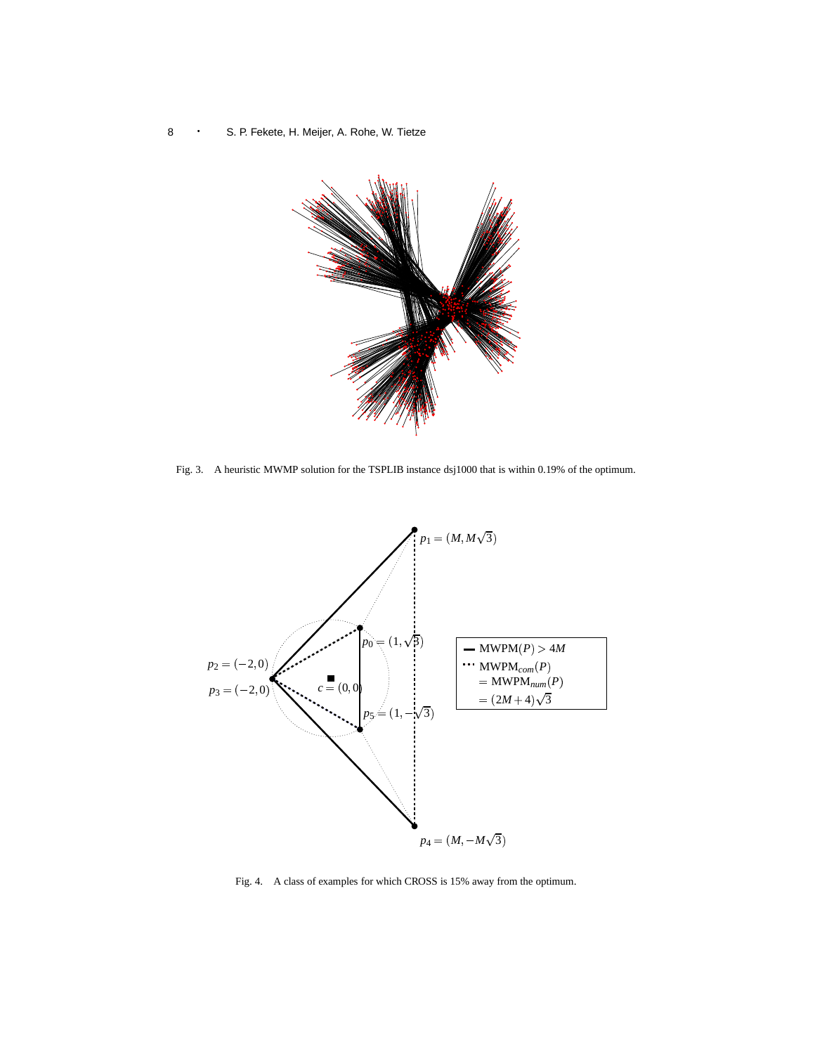Fig. 3. A heuristic MWMP solution for the TSPLIB instance dsj1000 that is within 0.19% of the optimum.

Fig. 4. A class of examples for which CROSS is 15% away from the optimum.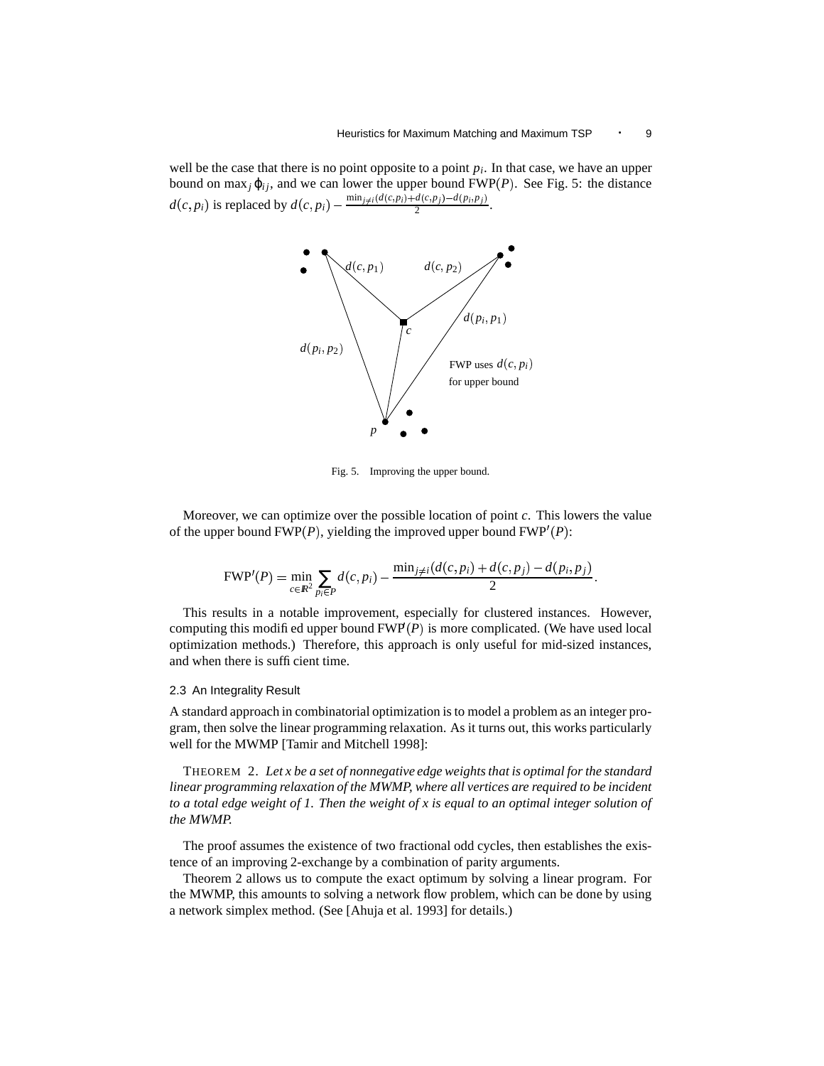well be the case that there is no point opposite to a point $p_i$. In that case, we have an upper bound on $\max_j \varphi_{ij}$, and we can lower the upper bound $\mathrm{FWP}(P)$. See Fig. 5: the distance $d(c, p_i)$ is replaced by $d(c, p_i) - \frac{\min_{j \neq i}(d(c,p_i)+d(c,p_j)-d(p_i,p_j))}{2}$.

Fig. 5. Improving the upper bound.

Moreover, we can optimize over the possible location of point $c$. This lowers the value of the upper bound $\mathrm{FWP}(P)$, yielding the improved upper bound $\mathrm{FWP}'(P)$:

$$\mathrm{FWP}'(P) = \min_{c \in \mathbb{R}^2} \sum_{p_i \in P} d(c, p_i) - \frac{\min_{j \neq i}(d(c,p_i) + d(c,p_j) - d(p_i,p_j))}{2}.$$

This results in a notable improvement, especially for clustered instances. However, computing this modified upper bound $\mathrm{FWP}'(P)$ is more complicated. (We have used local optimization methods.) Therefore, this approach is only useful for mid-sized instances, and when there is sufficient time.

### 2.3 An Integrality Result

A standard approach in combinatorial optimization is to model a problem as an integer program, then solve the linear programming relaxation. As it turns out, this works particularly well for the MWMP [Tamir and Mitchell 1998]:

THEOREM 2. *Let $x$ be a set of nonnegative edge weights that is optimal for the standard linear programming relaxation of the MWMP, where all vertices are required to be incident to a total edge weight of 1. Then the weight of $x$ is equal to an optimal integer solution of the MWMP.*

The proof assumes the existence of two fractional odd cycles, then establishes the existence of an improving 2-exchange by a combination of parity arguments.

Theorem 2 allows us to compute the exact optimum by solving a linear program. For the MWMP, this amounts to solving a network flow problem, which can be done by using a network simplex method. (See [Ahuja et al. 1993] for details.)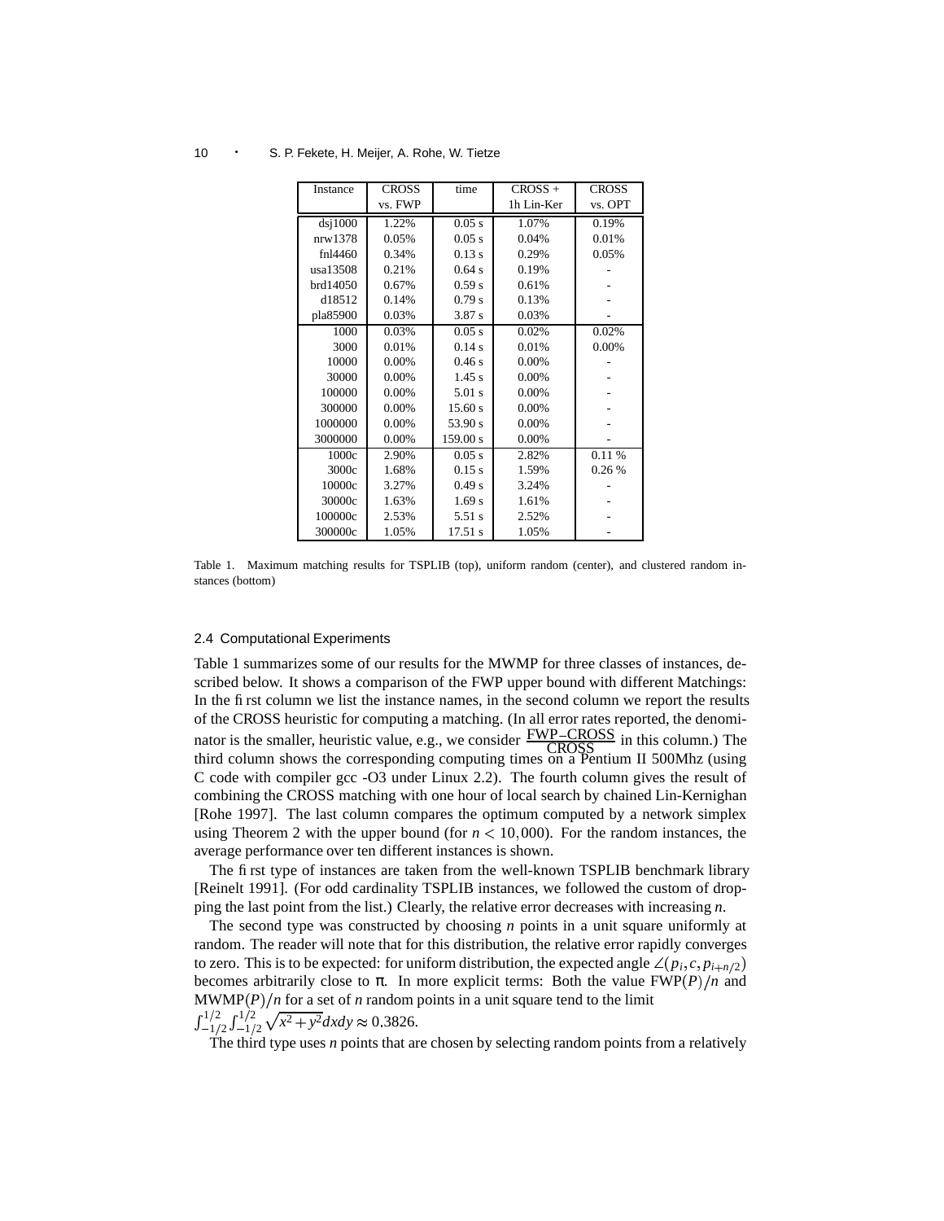| Instance | CROSS vs. FWP | time | CROSS + 1h Lin-Ker | CROSS vs. OPT |
|---|---|---|---|---|
| dsj1000 | 1.22% | 0.05 s | 1.07% | 0.19% |
| nrw1378 | 0.05% | 0.05 s | 0.04% | 0.01% |
| fnl4460 | 0.34% | 0.13 s | 0.29% | 0.05% |
| usa13508 | 0.21% | 0.64 s | 0.19% | - |
| brd14050 | 0.67% | 0.59 s | 0.61% | - |
| d18512 | 0.14% | 0.79 s | 0.13% | - |
| pla85900 | 0.03% | 3.87 s | 0.03% | - |
| 1000 | 0.03% | 0.05 s | 0.02% | 0.02% |
| 3000 | 0.01% | 0.14 s | 0.01% | 0.00% |
| 10000 | 0.00% | 0.46 s | 0.00% | - |
| 30000 | 0.00% | 1.45 s | 0.00% | - |
| 100000 | 0.00% | 5.01 s | 0.00% | - |
| 300000 | 0.00% | 15.60 s | 0.00% | - |
| 1000000 | 0.00% | 53.90 s | 0.00% | - |
| 3000000 | 0.00% | 159.00 s | 0.00% | - |
| 1000c | 2.90% | 0.05 s | 2.82% | 0.11 % |
| 3000c | 1.68% | 0.15 s | 1.59% | 0.26 % |
| 10000c | 3.27% | 0.49 s | 3.24% | - |
| 30000c | 1.63% | 1.69 s | 1.61% | - |
| 100000c | 2.53% | 5.51 s | 2.52% | - |
| 300000c | 1.05% | 17.51 s | 1.05% | - |

Table 1. Maximum matching results for TSPLIB (top), uniform random (center), and clustered random instances (bottom)

### 2.4 Computational Experiments

Table 1 summarizes some of our results for the MWMP for three classes of instances, described below. It shows a comparison of the FWP upper bound with different Matchings: In the first column we list the instance names, in the second column we report the results of the CROSS heuristic for computing a matching. (In all error rates reported, the denominator is the smaller, heuristic value, e.g., we consider $\frac{\text{FWP}-\text{CROSS}}{\text{CROSS}}$ in this column.) The third column shows the corresponding computing times on a Pentium II 500Mhz (using C code with compiler gcc -O3 under Linux 2.2). The fourth column gives the result of combining the CROSS matching with one hour of local search by chained Lin-Kernighan [Rohe 1997]. The last column compares the optimum computed by a network simplex using Theorem 2 with the upper bound (for $n < 10{,}000$). For the random instances, the average performance over ten different instances is shown.

The first type of instances are taken from the well-known TSPLIB benchmark library [Reinelt 1991]. (For odd cardinality TSPLIB instances, we followed the custom of dropping the last point from the list.) Clearly, the relative error decreases with increasing $n$.

The second type was constructed by choosing $n$ points in a unit square uniformly at random. The reader will note that for this distribution, the relative error rapidly converges to zero. This is to be expected: for uniform distribution, the expected angle $\angle(p_i, c, p_{i+n/2})$ becomes arbitrarily close to $\pi$. In more explicit terms: Both the value $\text{FWP}(P)/n$ and $\text{MWMP}(P)/n$ for a set of $n$ random points in a unit square tend to the limit $\int_{-1/2}^{1/2}\int_{-1/2}^{1/2}\sqrt{x^2+y^2}dxdy \approx 0.3826$.

The third type uses $n$ points that are chosen by selecting random points from a relatively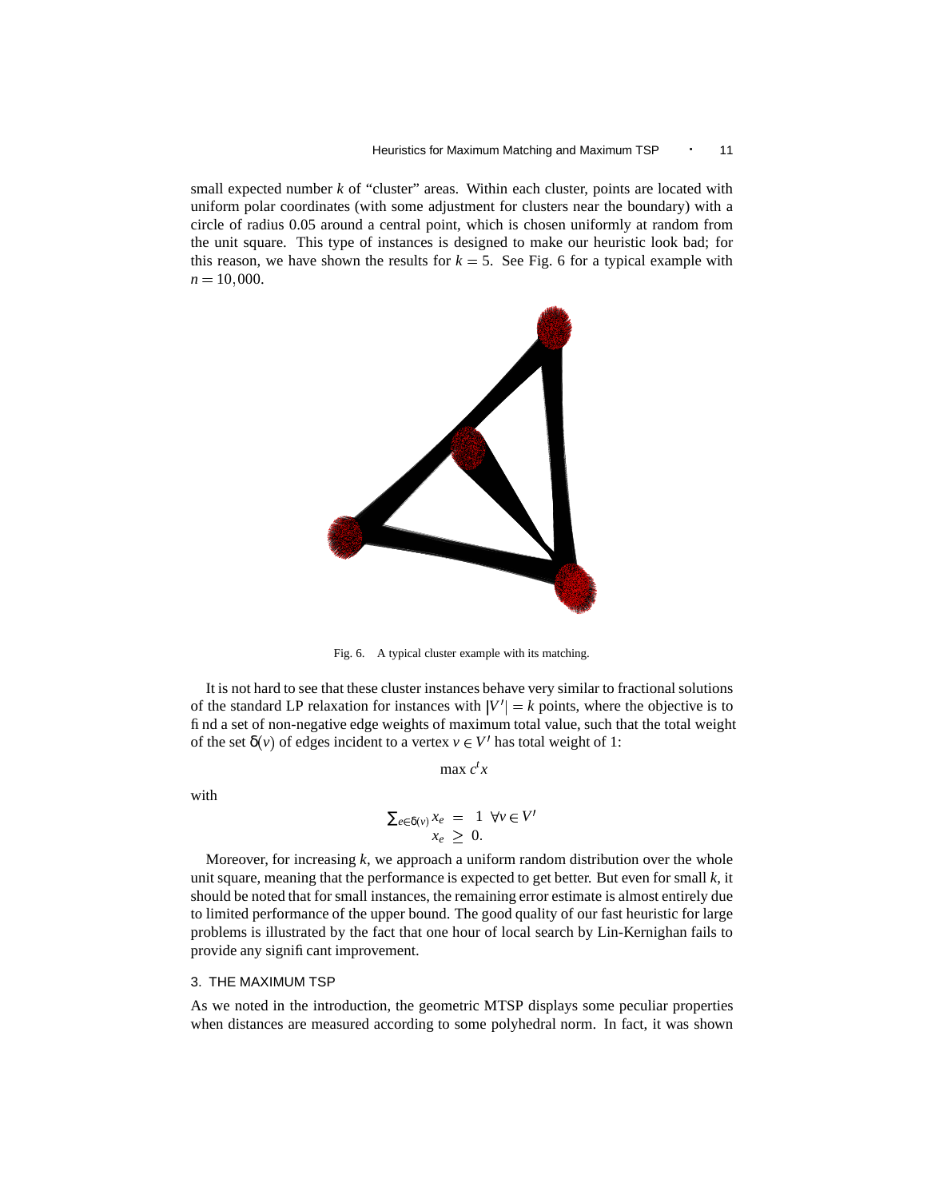small expected number $k$ of "cluster" areas. Within each cluster, points are located with uniform polar coordinates (with some adjustment for clusters near the boundary) with a circle of radius 0.05 around a central point, which is chosen uniformly at random from the unit square. This type of instances is designed to make our heuristic look bad; for this reason, we have shown the results for $k = 5$. See Fig. 6 for a typical example with $n = 10,000$.

Fig. 6. A typical cluster example with its matching.

It is not hard to see that these cluster instances behave very similar to fractional solutions of the standard LP relaxation for instances with $|V'| = k$ points, where the objective is to find a set of non-negative edge weights of maximum total value, such that the total weight of the set $\delta(v)$ of edges incident to a vertex $v \in V'$ has total weight of 1:

$$\max c^t x$$

with

$$\begin{aligned} \sum_{e \in \delta(v)} x_e &= 1 \quad \forall v \in V' \\ x_e &\geq 0. \end{aligned}$$

Moreover, for increasing $k$, we approach a uniform random distribution over the whole unit square, meaning that the performance is expected to get better. But even for small $k$, it should be noted that for small instances, the remaining error estimate is almost entirely due to limited performance of the upper bound. The good quality of our fast heuristic for large problems is illustrated by the fact that one hour of local search by Lin-Kernighan fails to provide any significant improvement.

## 3. THE MAXIMUM TSP

As we noted in the introduction, the geometric MTSP displays some peculiar properties when distances are measured according to some polyhedral norm. In fact, it was shown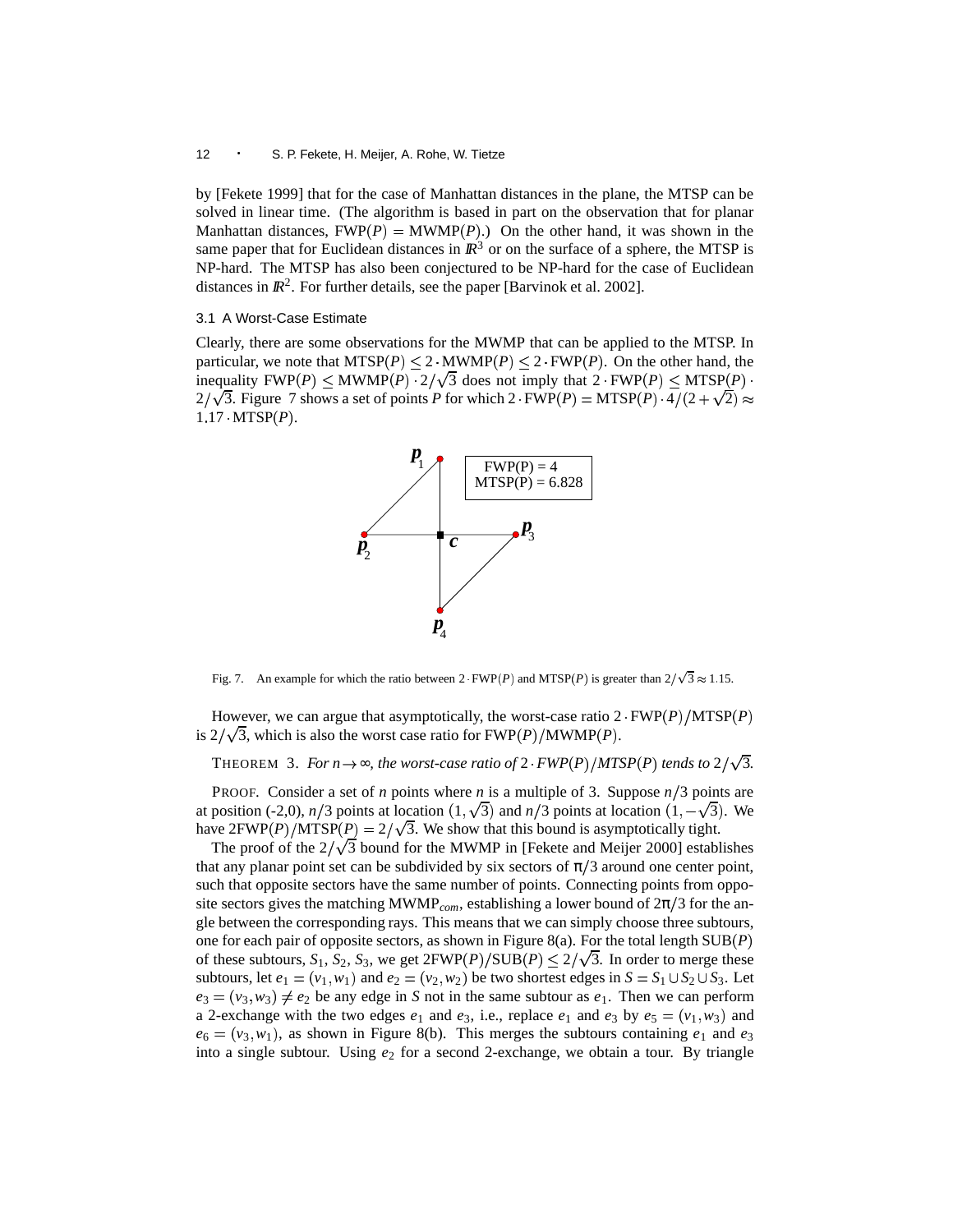by [Fekete 1999] that for the case of Manhattan distances in the plane, the MTSP can be solved in linear time. (The algorithm is based in part on the observation that for planar Manhattan distances, $\mathrm{FWP}(P) = \mathrm{MWMP}(P)$.) On the other hand, it was shown in the same paper that for Euclidean distances in $\mathbb{R}^3$ or on the surface of a sphere, the MTSP is NP-hard. The MTSP has also been conjectured to be NP-hard for the case of Euclidean distances in $\mathbb{R}^2$. For further details, see the paper [Barvinok et al. 2002].

### 3.1 A Worst-Case Estimate

Clearly, there are some observations for the MWMP that can be applied to the MTSP. In particular, we note that $\mathrm{MTSP}(P) \leq 2 \cdot \mathrm{MWMP}(P) \leq 2 \cdot \mathrm{FWP}(P)$. On the other hand, the inequality $\mathrm{FWP}(P) \leq \mathrm{MWMP}(P) \cdot 2/\sqrt{3}$ does not imply that $2 \cdot \mathrm{FWP}(P) \leq \mathrm{MTSP}(P) \cdot 2/\sqrt{3}$. Figure 7 shows a set of points $P$ for which $2 \cdot \mathrm{FWP}(P) = \mathrm{MTSP}(P) \cdot 4/(2+\sqrt{2}) \approx 1.17 \cdot \mathrm{MTSP}(P)$.

Fig. 7. An example for which the ratio between $2 \cdot \mathrm{FWP}(P)$ and $\mathrm{MTSP}(P)$ is greater than $2/\sqrt{3} \approx 1.15$.

However, we can argue that asymptotically, the worst-case ratio $2 \cdot \mathrm{FWP}(P)/\mathrm{MTSP}(P)$ is $2/\sqrt{3}$, which is also the worst case ratio for $\mathrm{FWP}(P)/\mathrm{MWMP}(P)$.

THEOREM 3. *For $n \to \infty$, the worst-case ratio of $2 \cdot FWP(P)/MTSP(P)$ tends to $2/\sqrt{3}$.*

PROOF. Consider a set of $n$ points where $n$ is a multiple of 3. Suppose $n/3$ points are at position (-2,0), $n/3$ points at location $(1,\sqrt{3})$ and $n/3$ points at location $(1,-\sqrt{3})$. We have $2\mathrm{FWP}(P)/\mathrm{MTSP}(P) = 2/\sqrt{3}$. We show that this bound is asymptotically tight.

The proof of the $2/\sqrt{3}$ bound for the MWMP in [Fekete and Meijer 2000] establishes that any planar point set can be subdivided by six sectors of $\pi/3$ around one center point, such that opposite sectors have the same number of points. Connecting points from opposite sectors gives the matching $\mathrm{MWMP}_{com}$, establishing a lower bound of $2\pi/3$ for the angle between the corresponding rays. This means that we can simply choose three subtours, one for each pair of opposite sectors, as shown in Figure 8(a). For the total length $\mathrm{SUB}(P)$ of these subtours, $S_1$, $S_2$, $S_3$, we get $2\mathrm{FWP}(P)/\mathrm{SUB}(P) \leq 2/\sqrt{3}$. In order to merge these subtours, let $e_1 = (v_1, w_1)$ and $e_2 = (v_2, w_2)$ be two shortest edges in $S = S_1 \cup S_2 \cup S_3$. Let $e_3 = (v_3, w_3) \neq e_2$ be any edge in $S$ not in the same subtour as $e_1$. Then we can perform a 2-exchange with the two edges $e_1$ and $e_3$, i.e., replace $e_1$ and $e_3$ by $e_5 = (v_1, w_3)$ and $e_6 = (v_3, w_1)$, as shown in Figure 8(b). This merges the subtours containing $e_1$ and $e_3$ into a single subtour. Using $e_2$ for a second 2-exchange, we obtain a tour. By triangle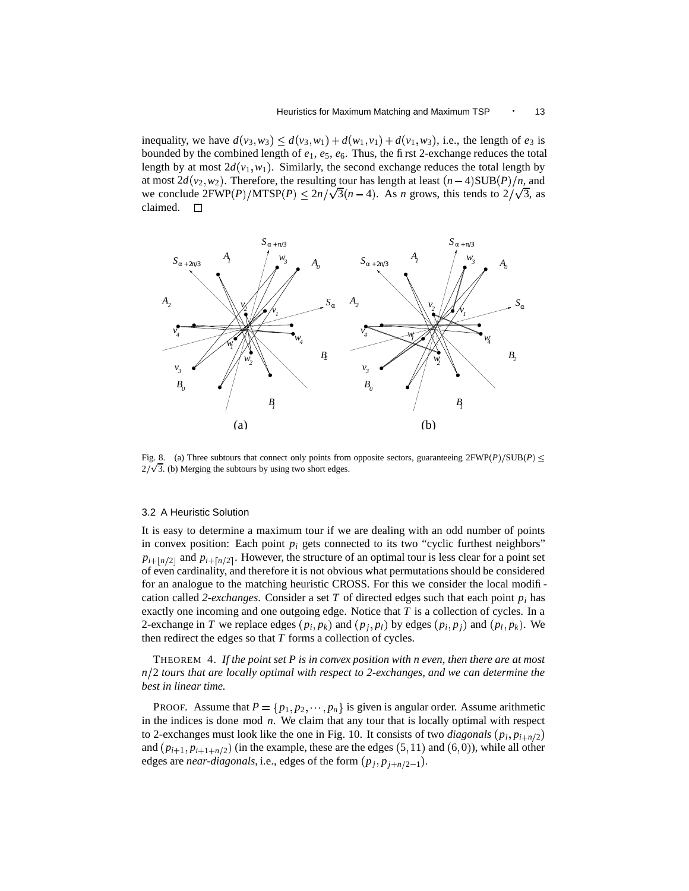inequality, we have $d(v_3,w_3) \leq d(v_3,w_1) + d(w_1,v_1) + d(v_1,w_3)$, i.e., the length of $e_3$ is bounded by the combined length of $e_1$, $e_5$, $e_6$. Thus, the first 2-exchange reduces the total length by at most $2d(v_1,w_1)$. Similarly, the second exchange reduces the total length by at most $2d(v_2,w_2)$. Therefore, the resulting tour has length at least $(n-4)\text{SUB}(P)/n$, and we conclude $2\text{FWP}(P)/\text{MTSP}(P) \leq 2n/\sqrt{3}(n-4)$. As $n$ grows, this tends to $2/\sqrt{3}$, as claimed. $\square$

Fig. 8. (a) Three subtours that connect only points from opposite sectors, guaranteeing $2\text{FWP}(P)/\text{SUB}(P) \leq 2/\sqrt{3}$. (b) Merging the subtours by using two short edges.

### 3.2 A Heuristic Solution

It is easy to determine a maximum tour if we are dealing with an odd number of points in convex position: Each point $p_i$ gets connected to its two "cyclic furthest neighbors" $p_{i+\lfloor n/2 \rfloor}$ and $p_{i+\lceil n/2 \rceil}$. However, the structure of an optimal tour is less clear for a point set of even cardinality, and therefore it is not obvious what permutations should be considered for an analogue to the matching heuristic CROSS. For this we consider the local modification called *2-exchanges*. Consider a set $T$ of directed edges such that each point $p_i$ has exactly one incoming and one outgoing edge. Notice that $T$ is a collection of cycles. In a 2-exchange in $T$ we replace edges $(p_i, p_k)$ and $(p_j, p_l)$ by edges $(p_i, p_j)$ and $(p_l, p_k)$. We then redirect the edges so that $T$ forms a collection of cycles.

THEOREM 4. *If the point set $P$ is in convex position with $n$ even, then there are at most $n/2$ tours that are locally optimal with respect to 2-exchanges, and we can determine the best in linear time.*

PROOF. Assume that $P = \{p_1, p_2, \cdots, p_n\}$ is given is angular order. Assume arithmetic in the indices is done mod $n$. We claim that any tour that is locally optimal with respect to 2-exchanges must look like the one in Fig. 10. It consists of two *diagonals* $(p_i, p_{i+n/2})$ and $(p_{i+1}, p_{i+1+n/2})$ (in the example, these are the edges $(5,11)$ and $(6,0)$), while all other edges are *near-diagonals*, i.e., edges of the form $(p_j, p_{j+n/2-1})$.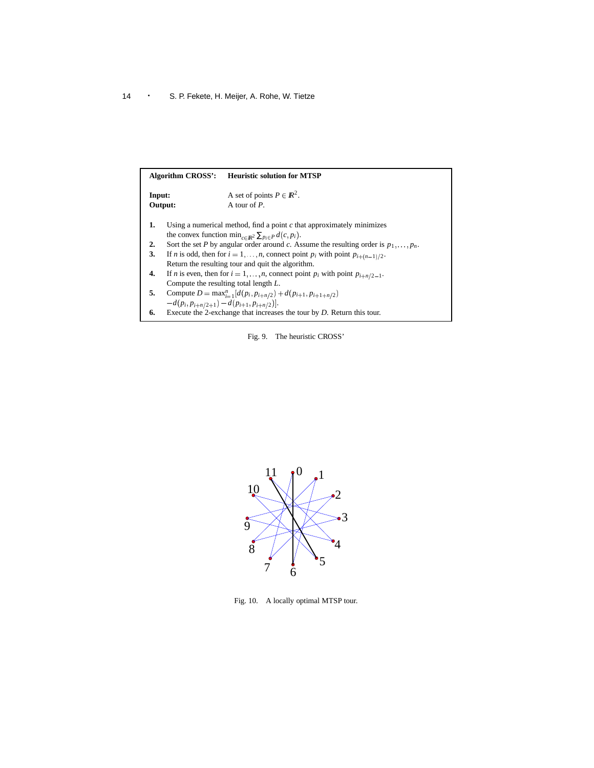**Algorithm CROSS':** **Heuristic solution for MTSP**

**Input:** A set of points $P \in \mathbb{R}^2$.

**Output:** A tour of $P$.

1. Using a numerical method, find a point $c$ that approximately minimizes the convex function $\min_{c\in\mathbb{R}^2} \sum_{p_i \in P} d(c, p_i)$.
2. Sort the set $P$ by angular order around $c$. Assume the resulting order is $p_1, \ldots, p_n$.
3. If $n$ is odd, then for $i = 1, \ldots, n$, connect point $p_i$ with point $p_{i+(n-1)/2}$. Return the resulting tour and quit the algorithm.
4. If $n$ is even, then for $i = 1, \ldots, n$, connect point $p_i$ with point $p_{i+n/2-1}$. Compute the resulting total length $L$.
5. Compute $D = \max_{i=1}^{n}[d(p_i, p_{i+n/2}) + d(p_{i+1}, p_{i+1+n/2}) - d(p_i, p_{i+n/2+1}) - d(p_{i+1}, p_{i+n/2})]$.
6. Execute the 2-exchange that increases the tour by $D$. Return this tour.

Fig. 9. The heuristic CROSS'

Fig. 10. A locally optimal MTSP tour.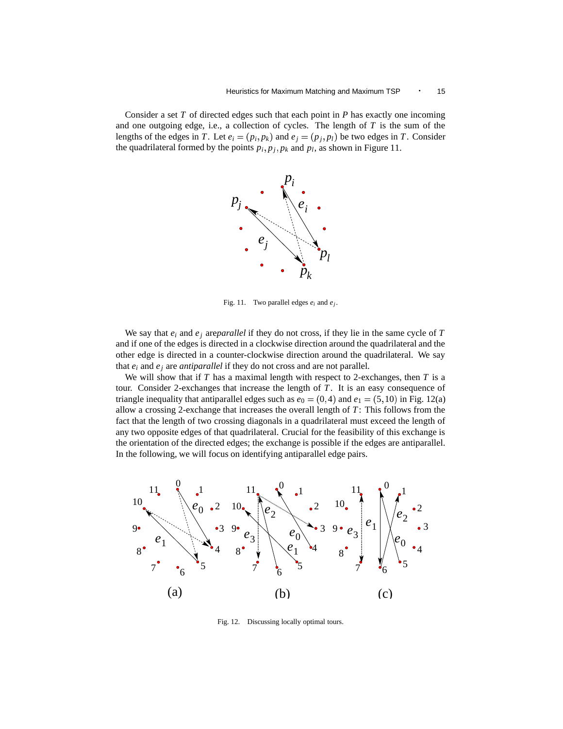Consider a set $T$ of directed edges such that each point in $P$ has exactly one incoming and one outgoing edge, i.e., a collection of cycles. The length of $T$ is the sum of the lengths of the edges in $T$. Let $e_i = (p_i, p_k)$ and $e_j = (p_j, p_l)$ be two edges in $T$. Consider the quadrilateral formed by the points $p_i, p_j, p_k$ and $p_l$, as shown in Figure 11.

Fig. 11. Two parallel edges $e_i$ and $e_j$.

We say that $e_i$ and $e_j$ are*parallel* if they do not cross, if they lie in the same cycle of $T$ and if one of the edges is directed in a clockwise direction around the quadrilateral and the other edge is directed in a counter-clockwise direction around the quadrilateral. We say that $e_i$ and $e_j$ are *antiparallel* if they do not cross and are not parallel.

We will show that if $T$ has a maximal length with respect to 2-exchanges, then $T$ is a tour. Consider 2-exchanges that increase the length of $T$. It is an easy consequence of triangle inequality that antiparallel edges such as $e_0 = (0,4)$ and $e_1 = (5,10)$ in Fig. 12(a) allow a crossing 2-exchange that increases the overall length of $T$: This follows from the fact that the length of two crossing diagonals in a quadrilateral must exceed the length of any two opposite edges of that quadrilateral. Crucial for the feasibility of this exchange is the orientation of the directed edges; the exchange is possible if the edges are antiparallel. In the following, we will focus on identifying antiparallel edge pairs.

Fig. 12. Discussing locally optimal tours.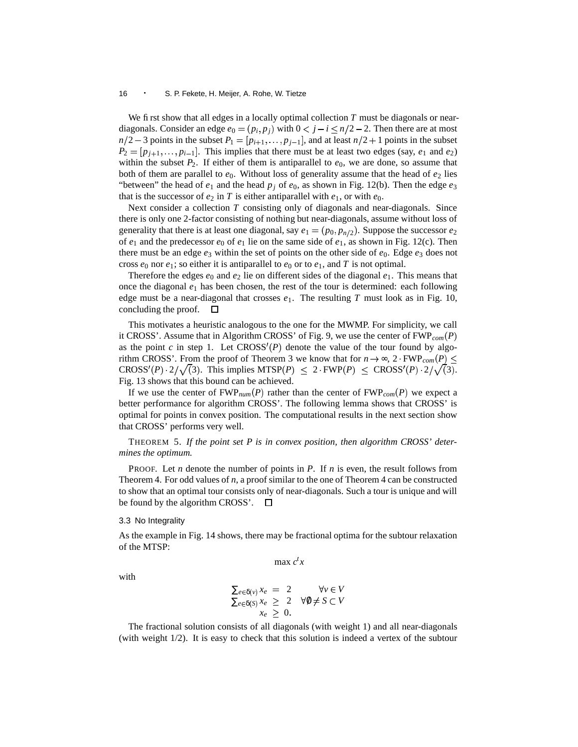We first show that all edges in a locally optimal collection $T$ must be diagonals or near-diagonals. Consider an edge $e_0 = (p_i, p_j)$ with $0 < j - i \leq n/2 - 2$. Then there are at most $n/2 - 3$ points in the subset $P_1 = [p_{i+1}, \ldots, p_{j-1}]$, and at least $n/2 + 1$ points in the subset $P_2 = [p_{j+1}, \ldots, p_{i-1}]$. This implies that there must be at least two edges (say, $e_1$ and $e_2$) within the subset $P_2$. If either of them is antiparallel to $e_0$, we are done, so assume that both of them are parallel to $e_0$. Without loss of generality assume that the head of $e_2$ lies "between" the head of $e_1$ and the head $p_j$ of $e_0$, as shown in Fig. 12(b). Then the edge $e_3$ that is the successor of $e_2$ in $T$ is either antiparallel with $e_1$, or with $e_0$.

Next consider a collection $T$ consisting only of diagonals and near-diagonals. Since there is only one 2-factor consisting of nothing but near-diagonals, assume without loss of generality that there is at least one diagonal, say $e_1 = (p_0, p_{n/2})$. Suppose the successor $e_2$ of $e_1$ and the predecessor $e_0$ of $e_1$ lie on the same side of $e_1$, as shown in Fig. 12(c). Then there must be an edge $e_3$ within the set of points on the other side of $e_0$. Edge $e_3$ does not cross $e_0$ nor $e_1$; so either it is antiparallel to $e_0$ or to $e_1$, and $T$ is not optimal.

Therefore the edges $e_0$ and $e_2$ lie on different sides of the diagonal $e_1$. This means that once the diagonal $e_1$ has been chosen, the rest of the tour is determined: each following edge must be a near-diagonal that crosses $e_1$. The resulting $T$ must look as in Fig. 10, concluding the proof. $\square$

This motivates a heuristic analogous to the one for the MWMP. For simplicity, we call it CROSS'. Assume that in Algorithm CROSS' of Fig. 9, we use the center of $\text{FWP}_{com}(P)$ as the point $c$ in step 1. Let $\text{CROSS}'(P)$ denote the value of the tour found by algorithm CROSS'. From the proof of Theorem 3 we know that for $n \to \infty$, $2 \cdot \text{FWP}_{com}(P) \leq \text{CROSS}'(P) \cdot 2/\sqrt{(3)}$. This implies $\text{MTSP}(P) \leq 2 \cdot \text{FWP}(P) \leq \text{CROSS}'(P) \cdot 2/\sqrt{(3)}$. Fig. 13 shows that this bound can be achieved.

If we use the center of $\text{FWP}_{num}(P)$ rather than the center of $\text{FWP}_{com}(P)$ we expect a better performance for algorithm CROSS'. The following lemma shows that CROSS' is optimal for points in convex position. The computational results in the next section show that CROSS' performs very well.

THEOREM 5. *If the point set P is in convex position, then algorithm CROSS' determines the optimum.*

PROOF. Let $n$ denote the number of points in $P$. If $n$ is even, the result follows from Theorem 4. For odd values of $n$, a proof similar to the one of Theorem 4 can be constructed to show that an optimal tour consists only of near-diagonals. Such a tour is unique and will be found by the algorithm CROSS'. $\square$

### 3.3 No Integrality

As the example in Fig. 14 shows, there may be fractional optima for the subtour relaxation of the MTSP:

$$\max c^t x$$

with

$$\begin{array}{rcll} \sum_{e \in \delta(v)} x_e & = & 2 & \forall v \in V \\ \sum_{e \in \delta(S)} x_e & \geq & 2 & \forall \emptyset \neq S \subset V \\ x_e & \geq & 0. & \end{array}$$

The fractional solution consists of all diagonals (with weight 1) and all near-diagonals (with weight 1/2). It is easy to check that this solution is indeed a vertex of the subtour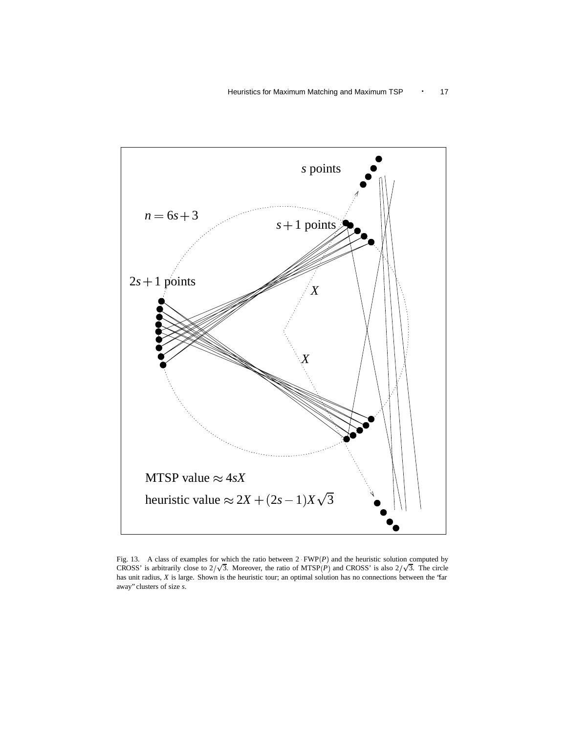Fig. 13. A class of examples for which the ratio between $2 \cdot \text{FWP}(P)$ and the heuristic solution computed by CROSS' is arbitrarily close to $2/\sqrt{3}$. Moreover, the ratio of $\text{MTSP}(P)$ and CROSS' is also $2/\sqrt{3}$. The circle has unit radius, $X$ is large. Shown is the heuristic tour; an optimal solution has no connections between the "far away" clusters of size $s$.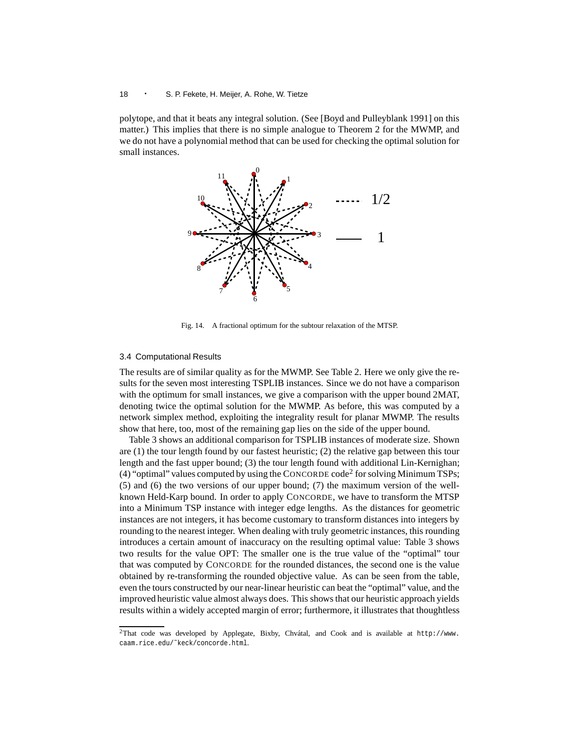polytope, and that it beats any integral solution. (See [Boyd and Pulleyblank 1991] on this matter.) This implies that there is no simple analogue to Theorem 2 for the MWMP, and we do not have a polynomial method that can be used for checking the optimal solution for small instances.

Fig. 14. A fractional optimum for the subtour relaxation of the MTSP.

### 3.4 Computational Results

The results are of similar quality as for the MWMP. See Table 2. Here we only give the results for the seven most interesting TSPLIB instances. Since we do not have a comparison with the optimum for small instances, we give a comparison with the upper bound 2MAT, denoting twice the optimal solution for the MWMP. As before, this was computed by a network simplex method, exploiting the integrality result for planar MWMP. The results show that here, too, most of the remaining gap lies on the side of the upper bound.

Table 3 shows an additional comparison for TSPLIB instances of moderate size. Shown are (1) the tour length found by our fastest heuristic; (2) the relative gap between this tour length and the fast upper bound; (3) the tour length found with additional Lin-Kernighan; (4) "optimal" values computed by using the CONCORDE code[2] for solving Minimum TSPs; (5) and (6) the two versions of our upper bound; (7) the maximum version of the well-known Held-Karp bound. In order to apply CONCORDE, we have to transform the MTSP into a Minimum TSP instance with integer edge lengths. As the distances for geometric instances are not integers, it has become customary to transform distances into integers by rounding to the nearest integer. When dealing with truly geometric instances, this rounding introduces a certain amount of inaccuracy on the resulting optimal value: Table 3 shows two results for the value OPT: The smaller one is the true value of the "optimal" tour that was computed by CONCORDE for the rounded distances, the second one is the value obtained by re-transforming the rounded objective value. As can be seen from the table, even the tours constructed by our near-linear heuristic can beat the "optimal" value, and the improved heuristic value almost always does. This shows that our heuristic approach yields results within a widely accepted margin of error; furthermore, it illustrates that thoughtless

[2] That code was developed by Applegate, Bixby, Chvátal, and Cook and is available at http://www.caam.rice.edu/~keck/concorde.html.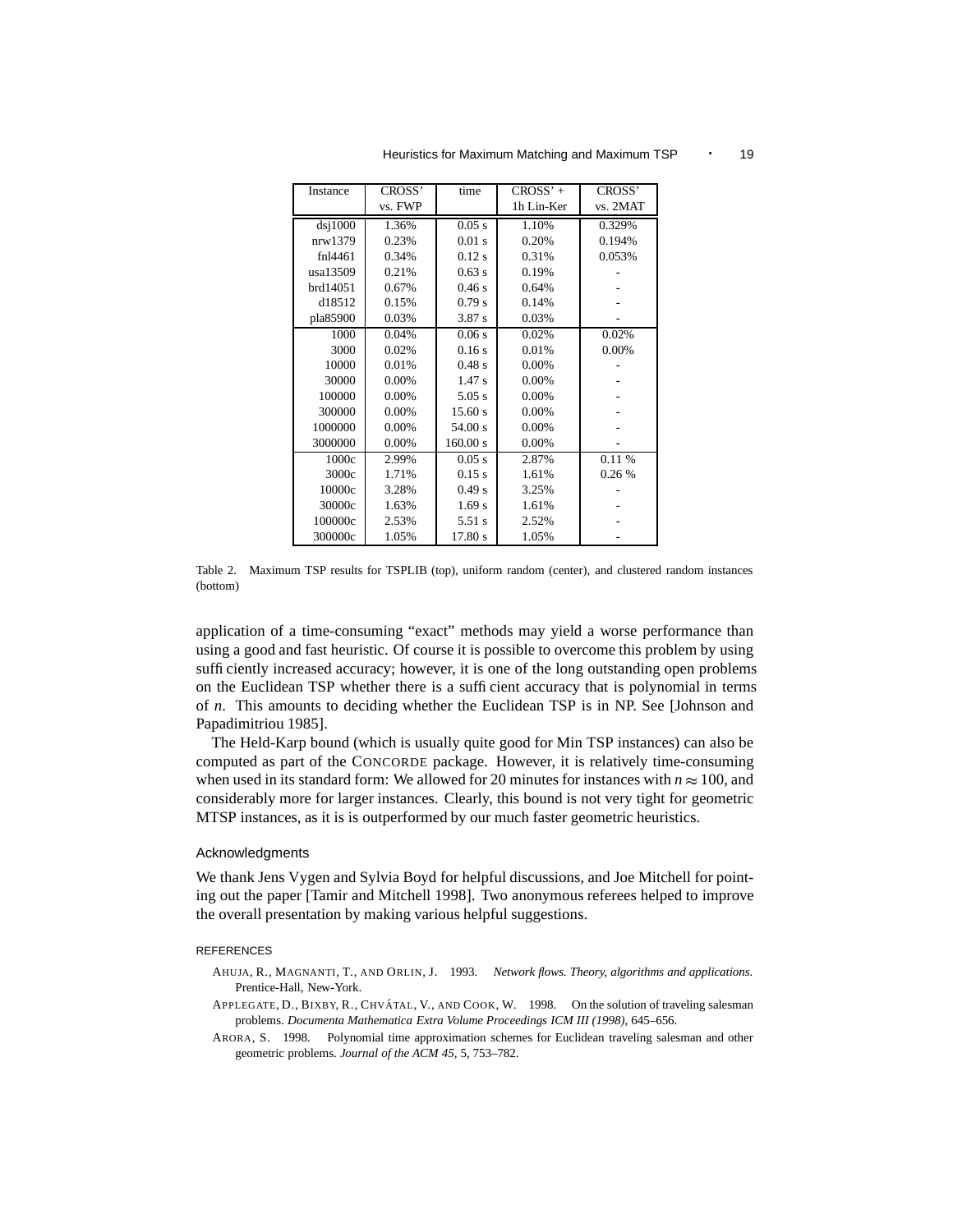| Instance | CROSS' vs. FWP | time | CROSS' + 1h Lin-Ker | CROSS' vs. 2MAT |
|---|---|---|---|---|
| dsj1000 | 1.36% | 0.05 s | 1.10% | 0.329% |
| nrw1379 | 0.23% | 0.01 s | 0.20% | 0.194% |
| fnl4461 | 0.34% | 0.12 s | 0.31% | 0.053% |
| usa13509 | 0.21% | 0.63 s | 0.19% | - |
| brd14051 | 0.67% | 0.46 s | 0.64% | - |
| d18512 | 0.15% | 0.79 s | 0.14% | - |
| pla85900 | 0.03% | 3.87 s | 0.03% | - |
| 1000 | 0.04% | 0.06 s | 0.02% | 0.02% |
| 3000 | 0.02% | 0.16 s | 0.01% | 0.00% |
| 10000 | 0.01% | 0.48 s | 0.00% | - |
| 30000 | 0.00% | 1.47 s | 0.00% | - |
| 100000 | 0.00% | 5.05 s | 0.00% | - |
| 300000 | 0.00% | 15.60 s | 0.00% | - |
| 1000000 | 0.00% | 54.00 s | 0.00% | - |
| 3000000 | 0.00% | 160.00 s | 0.00% | - |
| 1000c | 2.99% | 0.05 s | 2.87% | 0.11 % |
| 3000c | 1.71% | 0.15 s | 1.61% | 0.26 % |
| 10000c | 3.28% | 0.49 s | 3.25% | - |
| 30000c | 1.63% | 1.69 s | 1.61% | - |
| 100000c | 2.53% | 5.51 s | 2.52% | - |
| 300000c | 1.05% | 17.80 s | 1.05% | - |

Table 2. Maximum TSP results for TSPLIB (top), uniform random (center), and clustered random instances (bottom)

application of a time-consuming "exact" methods may yield a worse performance than using a good and fast heuristic. Of course it is possible to overcome this problem by using sufficiently increased accuracy; however, it is one of the long outstanding open problems on the Euclidean TSP whether there is a sufficient accuracy that is polynomial in terms of $n$. This amounts to deciding whether the Euclidean TSP is in NP. See [Johnson and Papadimitriou 1985].

The Held-Karp bound (which is usually quite good for Min TSP instances) can also be computed as part of the CONCORDE package. However, it is relatively time-consuming when used in its standard form: We allowed for 20 minutes for instances with $n \approx 100$, and considerably more for larger instances. Clearly, this bound is not very tight for geometric MTSP instances, as it is is outperformed by our much faster geometric heuristics.

### Acknowledgments

We thank Jens Vygen and Sylvia Boyd for helpful discussions, and Joe Mitchell for pointing out the paper [Tamir and Mitchell 1998]. Two anonymous referees helped to improve the overall presentation by making various helpful suggestions.

### REFERENCES

AHUJA, R., MAGNANTI, T., AND ORLIN, J. 1993. *Network flows. Theory, algorithms and applications.* Prentice-Hall, New-York.

APPLEGATE, D., BIXBY, R., CHVÁTAL, V., AND COOK, W. 1998. On the solution of traveling salesman problems. *Documenta Mathematica Extra Volume Proceedings ICM III (1998)*, 645–656.

ARORA, S. 1998. Polynomial time approximation schemes for Euclidean traveling salesman and other geometric problems. *Journal of the ACM 45*, 5, 753–782.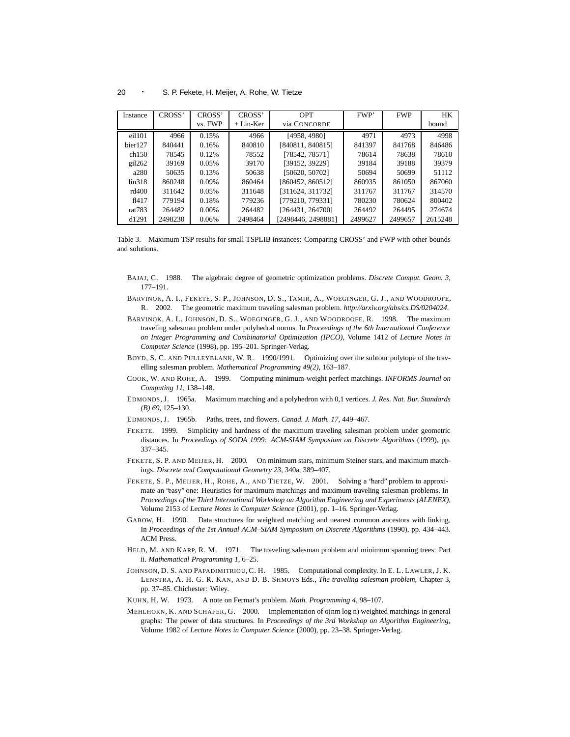| Instance | CROSS' | CROSS' vs. FWP | CROSS' + Lin-Ker | OPT via CONCORDE | FWP' | FWP | HK bound |
|---|---|---|---|---|---|---|---|
| eil101 | 4966 | 0.15% | 4966 | [4958, 4980] | 4971 | 4973 | 4998 |
| bier127 | 840441 | 0.16% | 840810 | [840811, 840815] | 841397 | 841768 | 846486 |
| ch150 | 78545 | 0.12% | 78552 | [78542, 78571] | 78614 | 78638 | 78610 |
| gil262 | 39169 | 0.05% | 39170 | [39152, 39229] | 39184 | 39188 | 39379 |
| a280 | 50635 | 0.13% | 50638 | [50620, 50702] | 50694 | 50699 | 51112 |
| lin318 | 860248 | 0.09% | 860464 | [860452, 860512] | 860935 | 861050 | 867060 |
| rd400 | 311642 | 0.05% | 311648 | [311624, 311732] | 311767 | 311767 | 314570 |
| fl417 | 779194 | 0.18% | 779236 | [779210, 779331] | 780230 | 780624 | 800402 |
| rat783 | 264482 | 0.00% | 264482 | [264431, 264700] | 264492 | 264495 | 274674 |
| d1291 | 2498230 | 0.06% | 2498464 | [2498446, 2498881] | 2499627 | 2499657 | 2615248 |

Table 3. Maximum TSP results for small TSPLIB instances: Comparing CROSS' and FWP with other bounds and solutions.

BAJAJ, C. 1988. The algebraic degree of geometric optimization problems. *Discrete Comput. Geom. 3*, 177–191.

BARVINOK, A. I., FEKETE, S. P., JOHNSON, D. S., TAMIR, A., WOEGINGER, G. J., AND WOODROOFE, R. 2002. The geometric maximum traveling salesman problem. *http://arxiv.org/abs/cs.DS/0204024*.

BARVINOK, A. I., JOHNSON, D. S., WOEGINGER, G. J., AND WOODROOFE, R. 1998. The maximum traveling salesman problem under polyhedral norms. In *Proceedings of the 6th International Conference on Integer Programming and Combinatorial Optimization (IPCO)*, Volume 1412 of *Lecture Notes in Computer Science* (1998), pp. 195–201. Springer-Verlag.

BOYD, S. C. AND PULLEYBLANK, W. R. 1990/1991. Optimizing over the subtour polytope of the travelling salesman problem. *Mathematical Programming 49(2)*, 163–187.

COOK, W. AND ROHE, A. 1999. Computing minimum-weight perfect matchings. *INFORMS Journal on Computing 11*, 138–148.

EDMONDS, J. 1965a. Maximum matching and a polyhedron with 0,1 vertices. *J. Res. Nat. Bur. Standards (B) 69*, 125–130.

EDMONDS, J. 1965b. Paths, trees, and flowers. *Canad. J. Math. 17*, 449–467.

FEKETE. 1999. Simplicity and hardness of the maximum traveling salesman problem under geometric distances. In *Proceedings of SODA 1999: ACM-SIAM Symposium on Discrete Algorithms* (1999), pp. 337–345.

FEKETE, S. P. AND MEIJER, H. 2000. On minimum stars, minimum Steiner stars, and maximum matchings. *Discrete and Computational Geometry 23*, 340a, 389–407.

FEKETE, S. P., MEIJER, H., ROHE, A., AND TIETZE, W. 2001. Solving a "hard" problem to approximate an "easy" one: Heuristics for maximum matchings and maximum traveling salesman problems. In *Proceedings of the Third International Workshop on Algorithm Engineering and Experiments (ALENEX)*, Volume 2153 of *Lecture Notes in Computer Science* (2001), pp. 1–16. Springer-Verlag.

GABOW, H. 1990. Data structures for weighted matching and nearest common ancestors with linking. In *Proceedings of the 1st Annual ACM–SIAM Symposium on Discrete Algorithms* (1990), pp. 434–443. ACM Press.

HELD, M. AND KARP, R. M. 1971. The traveling salesman problem and minimum spanning trees: Part ii. *Mathematical Programming 1*, 6–25.

JOHNSON, D. S. AND PAPADIMITRIOU, C. H. 1985. Computational complexity. In E. L. LAWLER, J. K. LENSTRA, A. H. G. R. KAN, AND D. B. SHMOYS Eds., *The traveling salesman problem*, Chapter 3, pp. 37–85. Chichester: Wiley.

KUHN, H. W. 1973. A note on Fermat's problem. *Math. Programming 4*, 98–107.

MEHLHORN, K. AND SCHÄFER, G. 2000. Implementation of o(nm log n) weighted matchings in general graphs: The power of data structures. In *Proceedings of the 3rd Workshop on Algorithm Engineering*, Volume 1982 of *Lecture Notes in Computer Science* (2000), pp. 23–38. Springer-Verlag.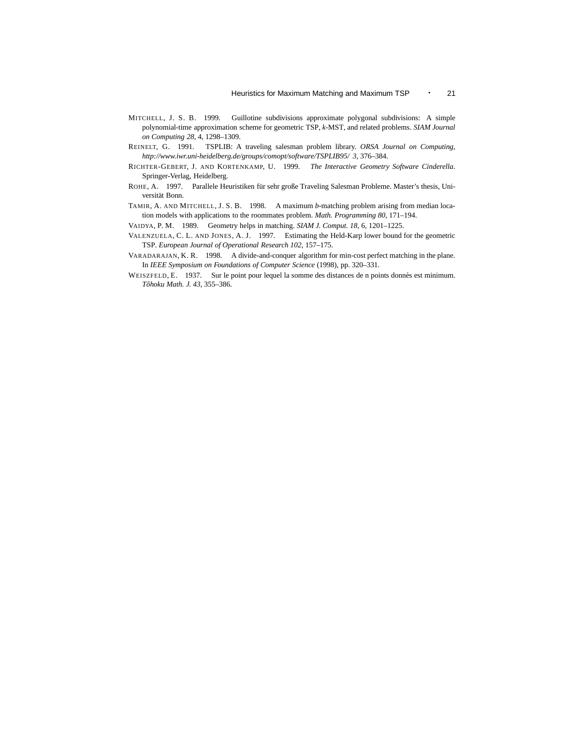Mitchell, J. S. B. 1999. Guillotine subdivisions approximate polygonal subdivisions: A simple polynomial-time approximation scheme for geometric TSP, *k*-MST, and related problems. *SIAM Journal on Computing 28*, 4, 1298–1309.

Reinelt, G. 1991. TSPLIB: A traveling salesman problem library. *ORSA Journal on Computing, http://www.iwr.uni-heidelberg.de/groups/comopt/software/TSPLIB95/ 3*, 376–384.

Richter-Gebert, J. and Kortenkamp, U. 1999. *The Interactive Geometry Software Cinderella*. Springer-Verlag, Heidelberg.

Rohe, A. 1997. Parallele Heuristiken für sehr große Traveling Salesman Probleme. Master's thesis, Universität Bonn.

Tamir, A. and Mitchell, J. S. B. 1998. A maximum *b*-matching problem arising from median location models with applications to the roommates problem. *Math. Programming 80*, 171–194.

Vaidya, P. M. 1989. Geometry helps in matching. *SIAM J. Comput. 18*, 6, 1201–1225.

Valenzuela, C. L. and Jones, A. J. 1997. Estimating the Held-Karp lower bound for the geometric TSP. *European Journal of Operational Research 102*, 157–175.

Varadarajan, K. R. 1998. A divide-and-conquer algorithm for min-cost perfect matching in the plane. In *IEEE Symposium on Foundations of Computer Science* (1998), pp. 320–331.

Weiszfeld, E. 1937. Sur le point pour lequel la somme des distances de n points donnés est minimum. *Tôhoku Math. J. 43*, 355–386.